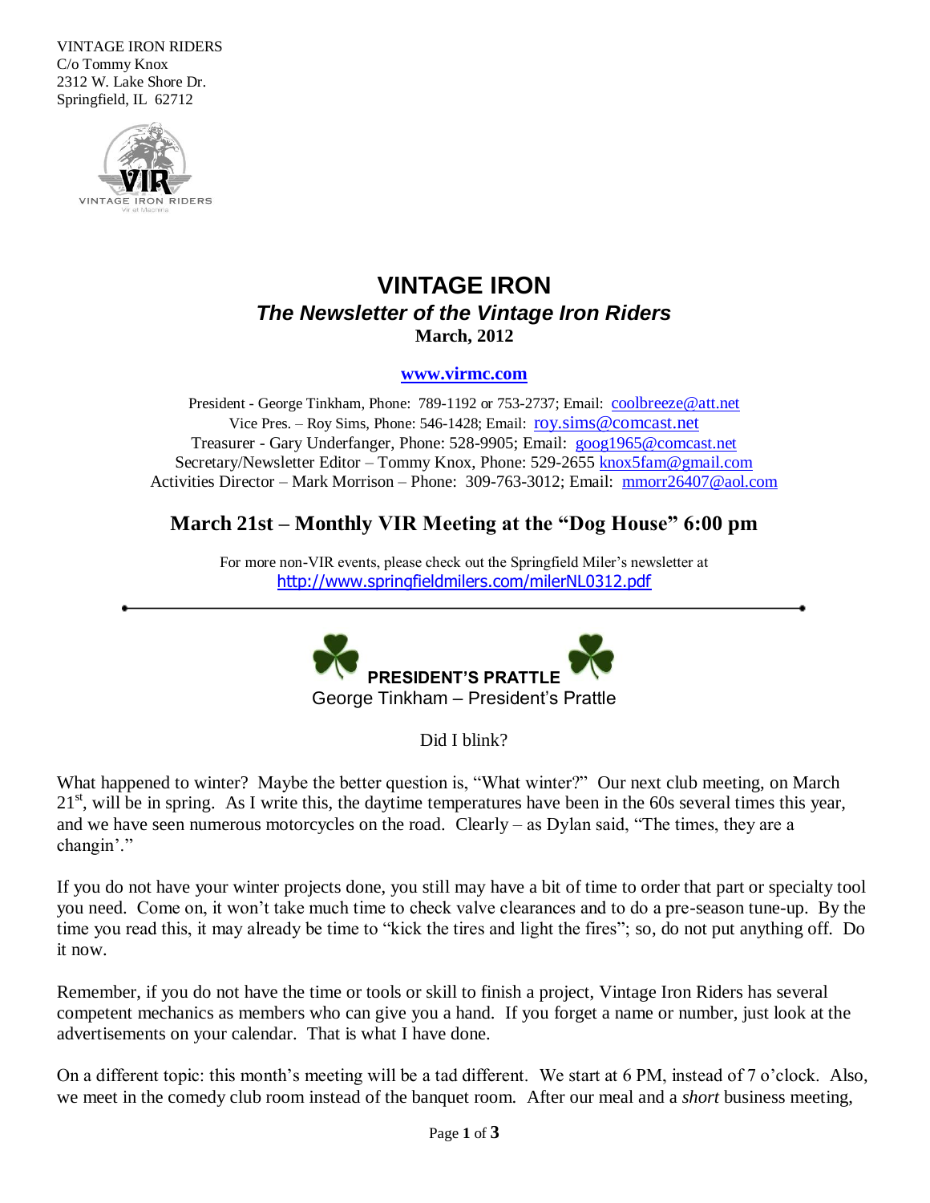VINTAGE IRON RIDERS
C/o Tommy Knox
2312 W. Lake Shore Dr.
Springfield, IL 62712

# VINTAGE IRON

## *The Newsletter of the Vintage Iron Riders*

**March, 2012**

**www.virmc.com**

President - George Tinkham, Phone: 789-1192 or 753-2737; Email: coolbreeze@att.net
Vice Pres. – Roy Sims, Phone: 546-1428; Email: roy.sims@comcast.net
Treasurer - Gary Underfanger, Phone: 528-9905; Email: goog1965@comcast.net
Secretary/Newsletter Editor – Tommy Knox, Phone: 529-2655 knox5fam@gmail.com
Activities Director – Mark Morrison – Phone: 309-763-3012; Email: mmorr26407@aol.com

## March 21st – Monthly VIR Meeting at the "Dog House" 6:00 pm

For more non-VIR events, please check out the Springfield Miler's newsletter at
http://www.springfieldmilers.com/milerNL0312.pdf

---

### PRESIDENT'S PRATTLE

George Tinkham – President's Prattle

Did I blink?

What happened to winter? Maybe the better question is, "What winter?" Our next club meeting, on March 21st, will be in spring. As I write this, the daytime temperatures have been in the 60s several times this year, and we have seen numerous motorcycles on the road. Clearly – as Dylan said, "The times, they are a changin'."

If you do not have your winter projects done, you still may have a bit of time to order that part or specialty tool you need. Come on, it won't take much time to check valve clearances and to do a pre-season tune-up. By the time you read this, it may already be time to "kick the tires and light the fires"; so, do not put anything off. Do it now.

Remember, if you do not have the time or tools or skill to finish a project, Vintage Iron Riders has several competent mechanics as members who can give you a hand. If you forget a name or number, just look at the advertisements on your calendar. That is what I have done.

On a different topic: this month's meeting will be a tad different. We start at 6 PM, instead of 7 o'clock. Also, we meet in the comedy club room instead of the banquet room. After our meal and a *short* business meeting,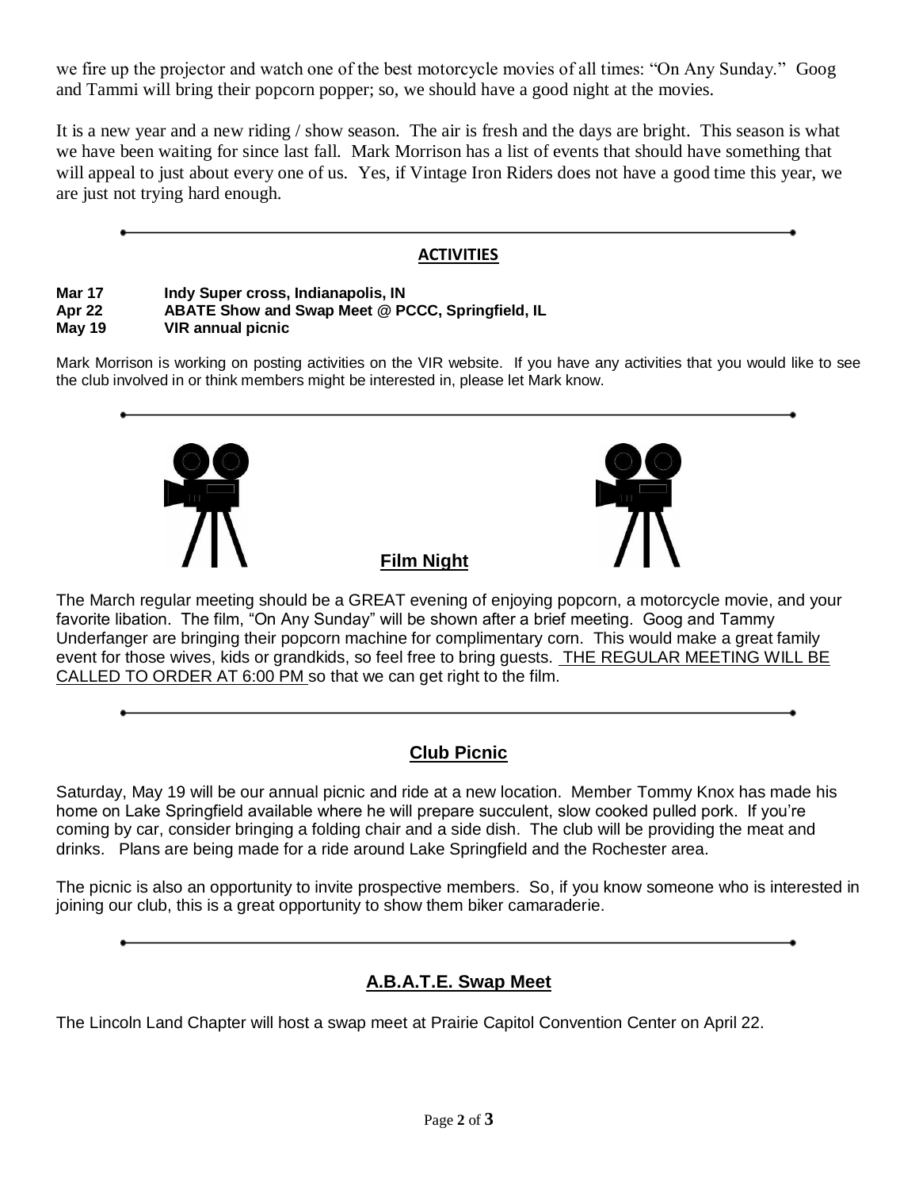we fire up the projector and watch one of the best motorcycle movies of all times: "On Any Sunday." Goog and Tammi will bring their popcorn popper; so, we should have a good night at the movies.

It is a new year and a new riding / show season. The air is fresh and the days are bright. This season is what we have been waiting for since last fall. Mark Morrison has a list of events that should have something that will appeal to just about every one of us. Yes, if Vintage Iron Riders does not have a good time this year, we are just not trying hard enough.

---

## ACTIVITIES

**Mar 17** **Indy Super cross, Indianapolis, IN**
**Apr 22** **ABATE Show and Swap Meet @ PCCC, Springfield, IL**
**May 19** **VIR annual picnic**

Mark Morrison is working on posting activities on the VIR website. If you have any activities that you would like to see the club involved in or think members might be interested in, please let Mark know.

---

## Film Night

The March regular meeting should be a GREAT evening of enjoying popcorn, a motorcycle movie, and your favorite libation. The film, "On Any Sunday" will be shown after a brief meeting. Goog and Tammy Underfanger are bringing their popcorn machine for complimentary corn. This would make a great family event for those wives, kids or grandkids, so feel free to bring guests. THE REGULAR MEETING WILL BE CALLED TO ORDER AT 6:00 PM so that we can get right to the film.

---

## Club Picnic

Saturday, May 19 will be our annual picnic and ride at a new location. Member Tommy Knox has made his home on Lake Springfield available where he will prepare succulent, slow cooked pulled pork. If you're coming by car, consider bringing a folding chair and a side dish. The club will be providing the meat and drinks. Plans are being made for a ride around Lake Springfield and the Rochester area.

The picnic is also an opportunity to invite prospective members. So, if you know someone who is interested in joining our club, this is a great opportunity to show them biker camaraderie.

---

## A.B.A.T.E. Swap Meet

The Lincoln Land Chapter will host a swap meet at Prairie Capitol Convention Center on April 22.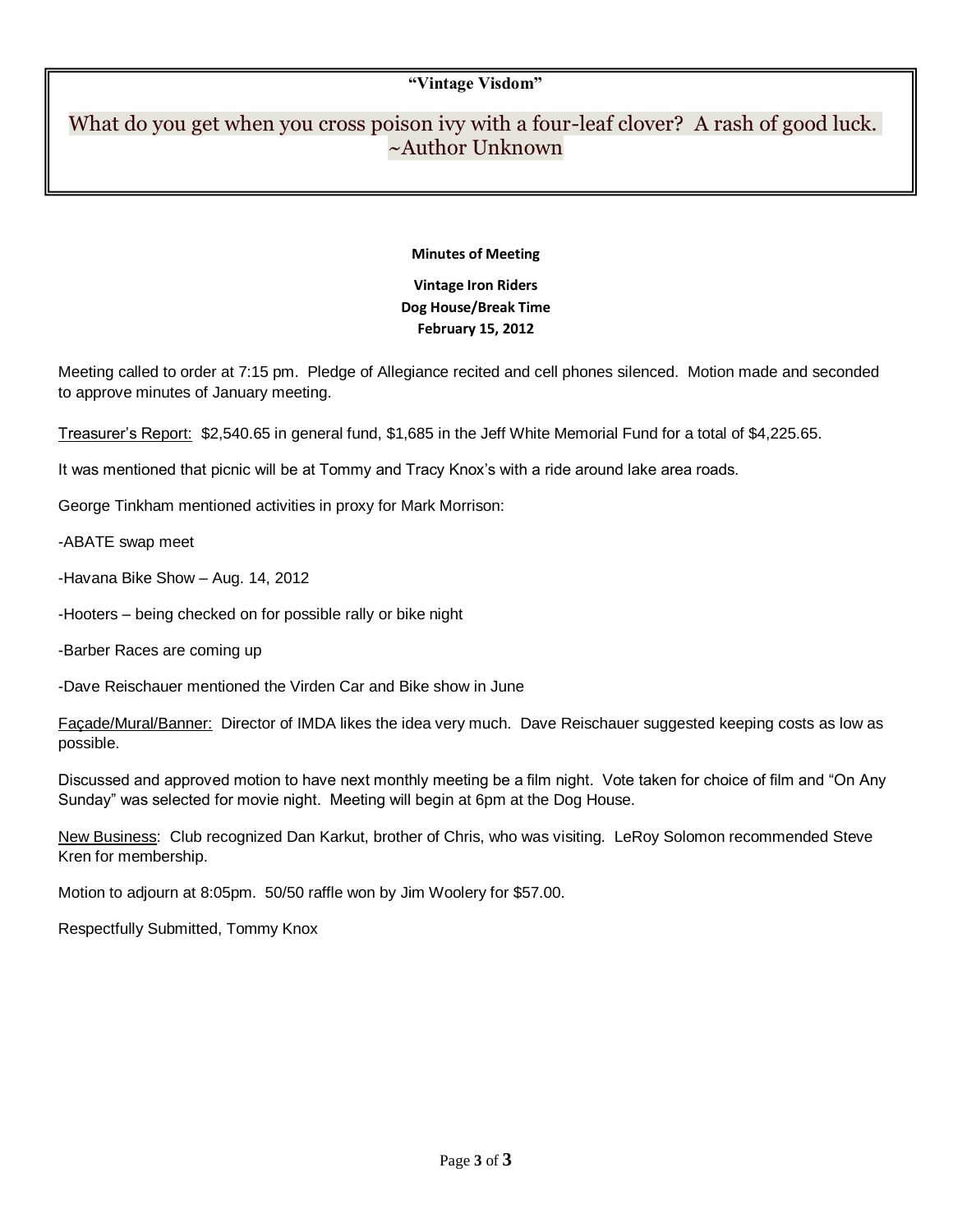**"Vintage Visdom"**

What do you get when you cross poison ivy with a four-leaf clover? A rash of good luck.
~Author Unknown

**Minutes of Meeting**

**Vintage Iron Riders**
**Dog House/Break Time**
**February 15, 2012**

Meeting called to order at 7:15 pm. Pledge of Allegiance recited and cell phones silenced. Motion made and seconded to approve minutes of January meeting.

Treasurer's Report: $2,540.65 in general fund, $1,685 in the Jeff White Memorial Fund for a total of $4,225.65.

It was mentioned that picnic will be at Tommy and Tracy Knox's with a ride around lake area roads.

George Tinkham mentioned activities in proxy for Mark Morrison:

-ABATE swap meet

-Havana Bike Show – Aug. 14, 2012

-Hooters – being checked on for possible rally or bike night

-Barber Races are coming up

-Dave Reischauer mentioned the Virden Car and Bike show in June

Façade/Mural/Banner: Director of IMDA likes the idea very much. Dave Reischauer suggested keeping costs as low as possible.

Discussed and approved motion to have next monthly meeting be a film night. Vote taken for choice of film and "On Any Sunday" was selected for movie night. Meeting will begin at 6pm at the Dog House.

New Business: Club recognized Dan Karkut, brother of Chris, who was visiting. LeRoy Solomon recommended Steve Kren for membership.

Motion to adjourn at 8:05pm. 50/50 raffle won by Jim Woolery for $57.00.

Respectfully Submitted, Tommy Knox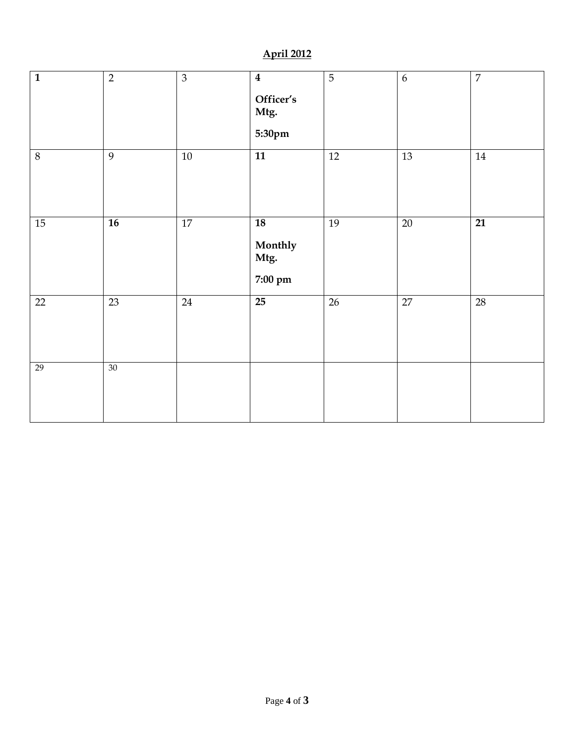**April 2012**

| | | | | | | |
|---|---|---|---|---|---|---|
| **1** | 2 | 3 | **4**<br>**Officer's Mtg.**<br>**5:30pm** | 5 | 6 | 7 |
| 8 | 9 | 10 | **11** | 12 | 13 | 14 |
| 15 | **16** | 17 | **18**<br>**Monthly Mtg.**<br>**7:00 pm** | 19 | 20 | **21** |
| 22 | 23 | 24 | **25** | 26 | 27 | 28 |
| 29 | 30 | | | | | |